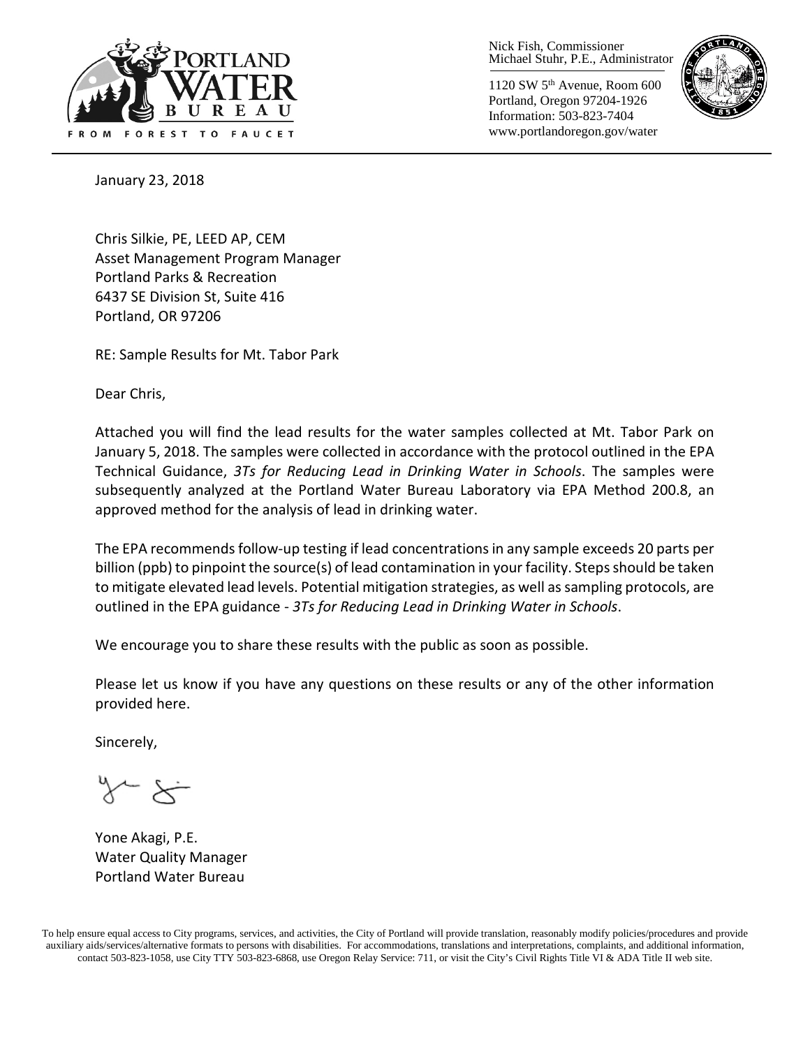PORTLAND WATER BUREAU

FROM FOREST TO FAUCET

Nick Fish, Commissioner
Michael Stuhr, P.E., Administrator

1120 SW 5th Avenue, Room 600
Portland, Oregon 97204-1926
Information: 503-823-7404
www.portlandoregon.gov/water

January 23, 2018

Chris Silkie, PE, LEED AP, CEM
Asset Management Program Manager
Portland Parks & Recreation
6437 SE Division St, Suite 416
Portland, OR 97206

RE: Sample Results for Mt. Tabor Park

Dear Chris,

Attached you will find the lead results for the water samples collected at Mt. Tabor Park on January 5, 2018. The samples were collected in accordance with the protocol outlined in the EPA Technical Guidance, *3Ts for Reducing Lead in Drinking Water in Schools*. The samples were subsequently analyzed at the Portland Water Bureau Laboratory via EPA Method 200.8, an approved method for the analysis of lead in drinking water.

The EPA recommends follow-up testing if lead concentrations in any sample exceeds 20 parts per billion (ppb) to pinpoint the source(s) of lead contamination in your facility. Steps should be taken to mitigate elevated lead levels. Potential mitigation strategies, as well as sampling protocols, are outlined in the EPA guidance - *3Ts for Reducing Lead in Drinking Water in Schools*.

We encourage you to share these results with the public as soon as possible.

Please let us know if you have any questions on these results or any of the other information provided here.

Sincerely,

Yone Akagi, P.E.
Water Quality Manager
Portland Water Bureau

To help ensure equal access to City programs, services, and activities, the City of Portland will provide translation, reasonably modify policies/procedures and provide auxiliary aids/services/alternative formats to persons with disabilities. For accommodations, translations and interpretations, complaints, and additional information, contact 503-823-1058, use City TTY 503-823-6868, use Oregon Relay Service: 711, or visit the City's Civil Rights Title VI & ADA Title II web site.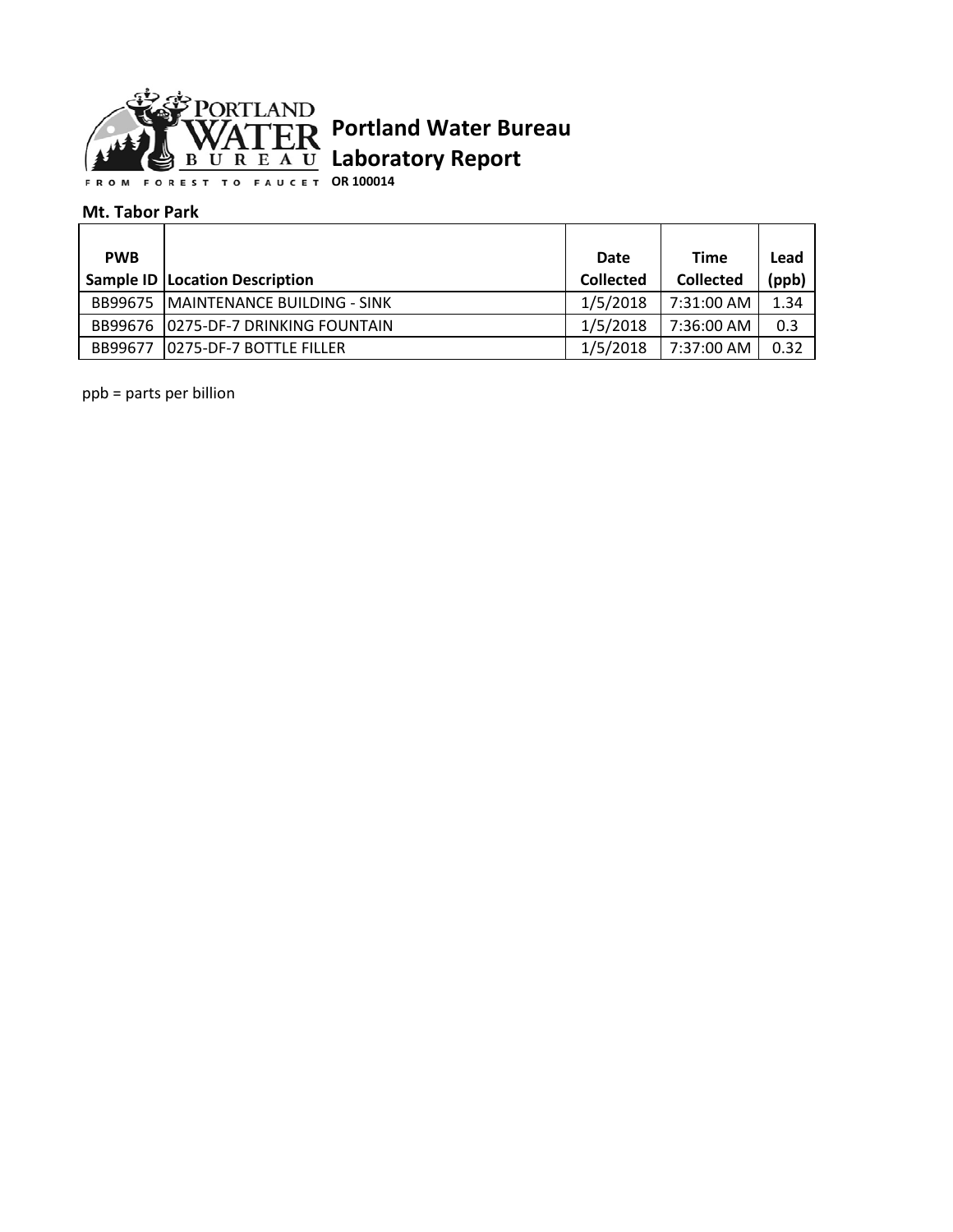# Portland Water Bureau
## Laboratory Report

**OR 100014**

**Mt. Tabor Park**

| PWB Sample ID | Location Description | Date Collected | Time Collected | Lead (ppb) |
|---|---|---|---|---|
| BB99675 | MAINTENANCE BUILDING - SINK | 1/5/2018 | 7:31:00 AM | 1.34 |
| BB99676 | 0275-DF-7 DRINKING FOUNTAIN | 1/5/2018 | 7:36:00 AM | 0.3 |
| BB99677 | 0275-DF-7 BOTTLE FILLER | 1/5/2018 | 7:37:00 AM | 0.32 |

ppb = parts per billion